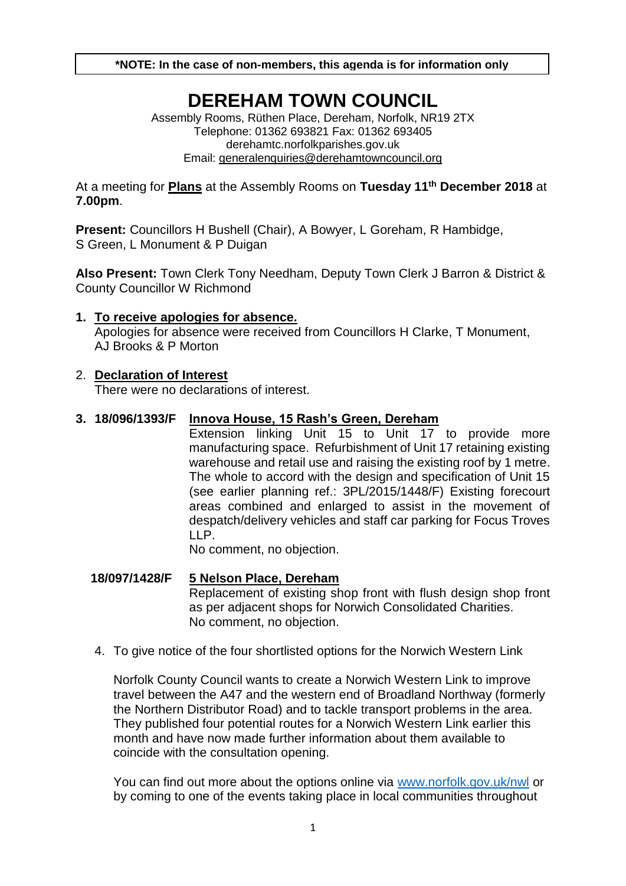**\*NOTE: In the case of non-members, this agenda is for information only**

# DEREHAM TOWN COUNCIL

Assembly Rooms, Rüthen Place, Dereham, Norfolk, NR19 2TX
Telephone: 01362 693821 Fax: 01362 693405
derehamtc.norfolkparishes.gov.uk
Email: generalenquiries@derehamtowncouncil.org

At a meeting for **Plans** at the Assembly Rooms on **Tuesday 11th December 2018** at **7.00pm**.

**Present:** Councillors H Bushell (Chair), A Bowyer, L Goreham, R Hambidge, S Green, L Monument & P Duigan

**Also Present:** Town Clerk Tony Needham, Deputy Town Clerk J Barron & District & County Councillor W Richmond

**1. To receive apologies for absence.**

Apologies for absence were received from Councillors H Clarke, T Monument, AJ Brooks & P Morton

2. **Declaration of Interest**

There were no declarations of interest.

**3. 18/096/1393/F Innova House, 15 Rash's Green, Dereham**

Extension linking Unit 15 to Unit 17 to provide more manufacturing space. Refurbishment of Unit 17 retaining existing warehouse and retail use and raising the existing roof by 1 metre. The whole to accord with the design and specification of Unit 15 (see earlier planning ref.: 3PL/2015/1448/F) Existing forecourt areas combined and enlarged to assist in the movement of despatch/delivery vehicles and staff car parking for Focus Troves LLP.

No comment, no objection.

**18/097/1428/F 5 Nelson Place, Dereham**

Replacement of existing shop front with flush design shop front as per adjacent shops for Norwich Consolidated Charities.

No comment, no objection.

4. To give notice of the four shortlisted options for the Norwich Western Link

Norfolk County Council wants to create a Norwich Western Link to improve travel between the A47 and the western end of Broadland Northway (formerly the Northern Distributor Road) and to tackle transport problems in the area. They published four potential routes for a Norwich Western Link earlier this month and have now made further information about them available to coincide with the consultation opening.

You can find out more about the options online via www.norfolk.gov.uk/nwl or by coming to one of the events taking place in local communities throughout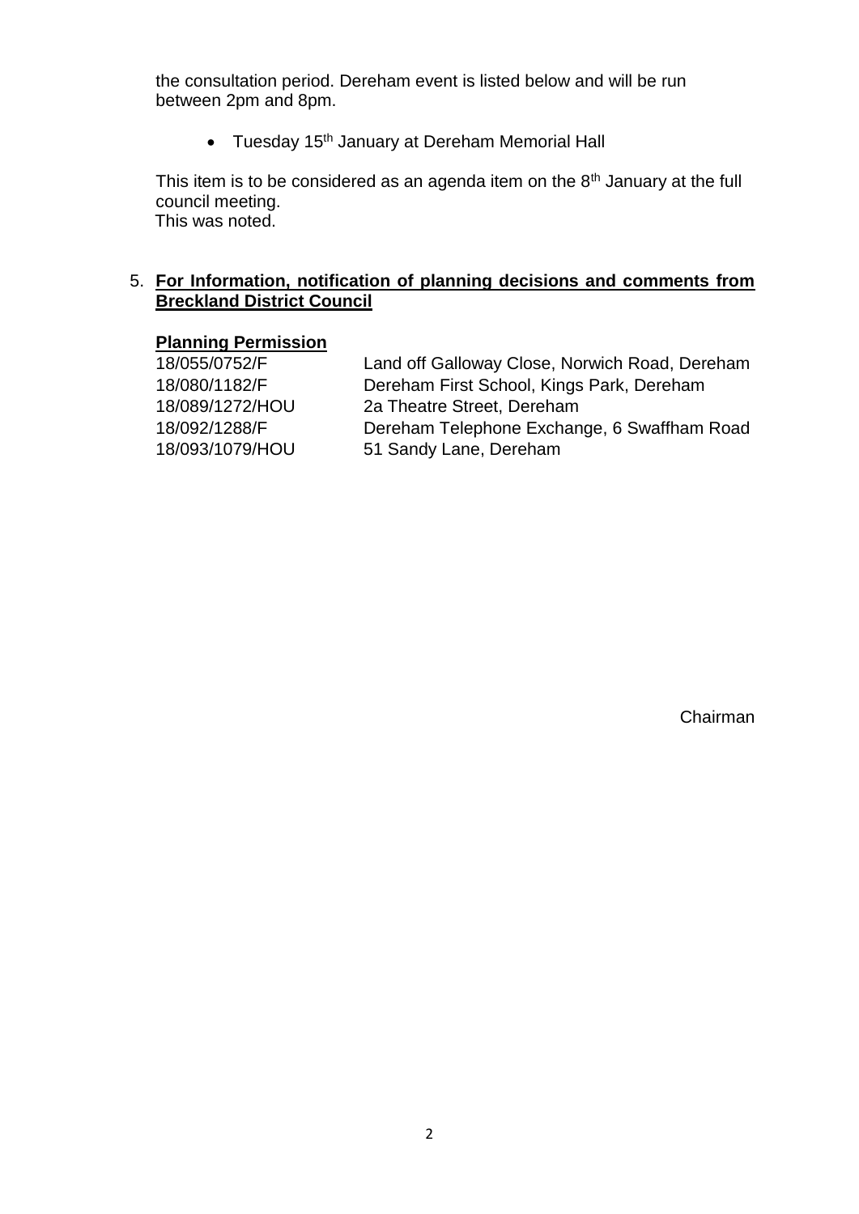the consultation period. Dereham event is listed below and will be run between 2pm and 8pm.

- Tuesday 15th January at Dereham Memorial Hall

This item is to be considered as an agenda item on the 8th January at the full council meeting.
This was noted.

5. **For Information, notification of planning decisions and comments from Breckland District Council**

**Planning Permission**

| | |
|---|---|
| 18/055/0752/F | Land off Galloway Close, Norwich Road, Dereham |
| 18/080/1182/F | Dereham First School, Kings Park, Dereham |
| 18/089/1272/HOU | 2a Theatre Street, Dereham |
| 18/092/1288/F | Dereham Telephone Exchange, 6 Swaffham Road |
| 18/093/1079/HOU | 51 Sandy Lane, Dereham |

Chairman